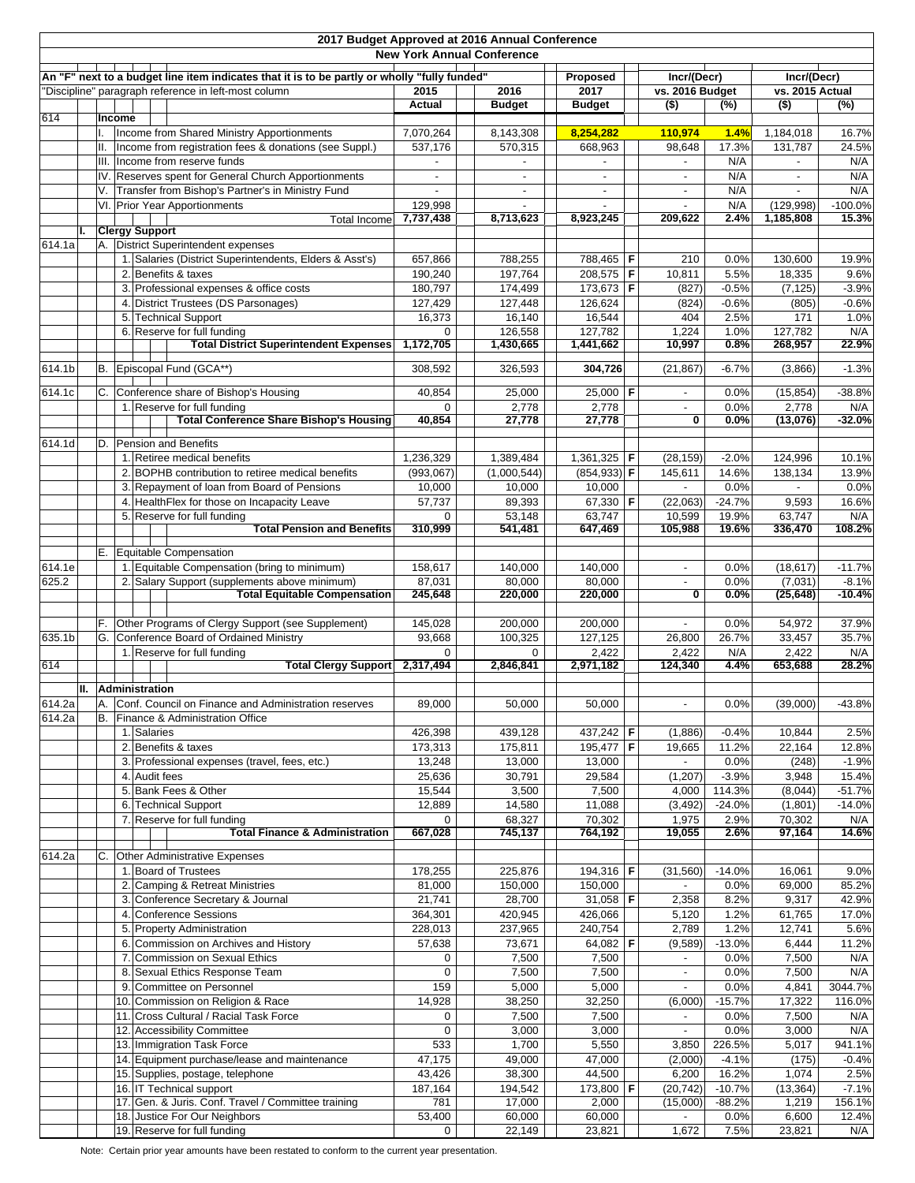## 2017 Budget Approved at 2016 Annual Conference

### New York Annual Conference

An "F" next to a budget line item indicates that it is to be partly or wholly "fully funded"
"Discipline" paragraph reference in left-most column

| Ref | Line Item | 2015 Actual | 2016 Budget | Proposed 2017 Budget | F | Incr/(Decr) vs. 2016 Budget ($) | Incr/(Decr) vs. 2016 Budget (%) | Incr/(Decr) vs. 2015 Actual ($) | Incr/(Decr) vs. 2015 Actual (%) |
|---|---|---|---|---|---|---|---|---|---|
| 614 | **Income** | | | | | | | | |
| | I. Income from Shared Ministry Apportionments | 7,070,264 | 8,143,308 | **8,254,282** | | **110,974** | **1.4%** | 1,184,018 | 16.7% |
| | II. Income from registration fees & donations (see Suppl.) | 537,176 | 570,315 | 668,963 | | 98,648 | 17.3% | 131,787 | 24.5% |
| | III. Income from reserve funds | - | - | - | | - | N/A | - | N/A |
| | IV. Reserves spent for General Church Apportionments | - | - | - | | - | N/A | - | N/A |
| | V. Transfer from Bishop's Partner in Ministry Fund | - | - | - | | - | N/A | - | N/A |
| | VI. Prior Year Apportionments | 129,998 | - | - | | - | N/A | (129,998) | -100.0% |
| | Total Income | **7,737,438** | **8,713,623** | **8,923,245** | | **209,622** | **2.4%** | **1,185,808** | **15.3%** |
| | **I. Clergy Support** | | | | | | | | |
| 614.1a | A. District Superintendent expenses | | | | | | | | |
| | 1. Salaries (District Superintendents, Elders & Asst's) | 657,866 | 788,255 | 788,465 | F | 210 | 0.0% | 130,600 | 19.9% |
| | 2. Benefits & taxes | 190,240 | 197,764 | 208,575 | F | 10,811 | 5.5% | 18,335 | 9.6% |
| | 3. Professional expenses & office costs | 180,797 | 174,499 | 173,673 | F | (827) | -0.5% | (7,125) | -3.9% |
| | 4. District Trustees (DS Parsonages) | 127,429 | 127,448 | 126,624 | | (824) | -0.6% | (805) | -0.6% |
| | 5. Technical Support | 16,373 | 16,140 | 16,544 | | 404 | 2.5% | 171 | 1.0% |
| | 6. Reserve for full funding | 0 | 126,558 | 127,782 | | 1,224 | 1.0% | 127,782 | N/A |
| | **Total District Superintendent Expenses** | **1,172,705** | **1,430,665** | **1,441,662** | | **10,997** | **0.8%** | **268,957** | **22.9%** |
| 614.1b | B. Episcopal Fund (GCA**) | 308,592 | 326,593 | **304,726** | | (21,867) | -6.7% | (3,866) | -1.3% |
| 614.1c | C. Conference share of Bishop's Housing | 40,854 | 25,000 | 25,000 | F | - | 0.0% | (15,854) | -38.8% |
| | 1. Reserve for full funding | 0 | 2,778 | 2,778 | | - | 0.0% | 2,778 | N/A |
| | **Total Conference Share Bishop's Housing** | **40,854** | **27,778** | **27,778** | | **0** | **0.0%** | **(13,076)** | **-32.0%** |
| 614.1d | D. Pension and Benefits | | | | | | | | |
| | 1. Retiree medical benefits | 1,236,329 | 1,389,484 | 1,361,325 | F | (28,159) | -2.0% | 124,996 | 10.1% |
| | 2. BOPHB contribution to retiree medical benefits | (993,067) | (1,000,544) | (854,933) | F | 145,611 | 14.6% | 138,134 | 13.9% |
| | 3. Repayment of loan from Board of Pensions | 10,000 | 10,000 | 10,000 | | - | 0.0% | - | 0.0% |
| | 4. HealthFlex for those on Incapacity Leave | 57,737 | 89,393 | 67,330 | F | (22,063) | -24.7% | 9,593 | 16.6% |
| | 5. Reserve for full funding | 0 | 53,148 | 63,747 | | 10,599 | 19.9% | 63,747 | N/A |
| | **Total Pension and Benefits** | **310,999** | **541,481** | **647,469** | | **105,988** | **19.6%** | **336,470** | **108.2%** |
| | E. Equitable Compensation | | | | | | | | |
| 614.1e | 1. Equitable Compensation (bring to minimum) | 158,617 | 140,000 | 140,000 | | - | 0.0% | (18,617) | -11.7% |
| 625.2 | 2. Salary Support (supplements above minimum) | 87,031 | 80,000 | 80,000 | | - | 0.0% | (7,031) | -8.1% |
| | **Total Equitable Compensation** | **245,648** | **220,000** | **220,000** | | **0** | **0.0%** | **(25,648)** | **-10.4%** |
| | F. Other Programs of Clergy Support (see Supplement) | 145,028 | 200,000 | 200,000 | | - | 0.0% | 54,972 | 37.9% |
| 635.1b | G. Conference Board of Ordained Ministry | 93,668 | 100,325 | 127,125 | | 26,800 | 26.7% | 33,457 | 35.7% |
| | 1. Reserve for full funding | 0 | 0 | 2,422 | | 2,422 | N/A | 2,422 | N/A |
| 614 | **Total Clergy Support** | **2,317,494** | **2,846,841** | **2,971,182** | | **124,340** | **4.4%** | **653,688** | **28.2%** |
| | **II. Administration** | | | | | | | | |
| 614.2a | A. Conf. Council on Finance and Administration reserves | 89,000 | 50,000 | 50,000 | | - | 0.0% | (39,000) | -43.8% |
| 614.2a | B. Finance & Administration Office | | | | | | | | |
| | 1. Salaries | 426,398 | 439,128 | 437,242 | F | (1,886) | -0.4% | 10,844 | 2.5% |
| | 2. Benefits & taxes | 173,313 | 175,811 | 195,477 | F | 19,665 | 11.2% | 22,164 | 12.8% |
| | 3. Professional expenses (travel, fees, etc.) | 13,248 | 13,000 | 13,000 | | - | 0.0% | (248) | -1.9% |
| | 4. Audit fees | 25,636 | 30,791 | 29,584 | | (1,207) | -3.9% | 3,948 | 15.4% |
| | 5. Bank Fees & Other | 15,544 | 3,500 | 7,500 | | 4,000 | 114.3% | (8,044) | -51.7% |
| | 6. Technical Support | 12,889 | 14,580 | 11,088 | | (3,492) | -24.0% | (1,801) | -14.0% |
| | 7. Reserve for full funding | 0 | 68,327 | 70,302 | | 1,975 | 2.9% | 70,302 | N/A |
| | **Total Finance & Administration** | **667,028** | **745,137** | **764,192** | | **19,055** | **2.6%** | **97,164** | **14.6%** |
| 614.2a | C. Other Administrative Expenses | | | | | | | | |
| | 1. Board of Trustees | 178,255 | 225,876 | 194,316 | F | (31,560) | -14.0% | 16,061 | 9.0% |
| | 2. Camping & Retreat Ministries | 81,000 | 150,000 | 150,000 | | - | 0.0% | 69,000 | 85.2% |
| | 3. Conference Secretary & Journal | 21,741 | 28,700 | 31,058 | F | 2,358 | 8.2% | 9,317 | 42.9% |
| | 4. Conference Sessions | 364,301 | 420,945 | 426,066 | | 5,120 | 1.2% | 61,765 | 17.0% |
| | 5. Property Administration | 228,013 | 237,965 | 240,754 | | 2,789 | 1.2% | 12,741 | 5.6% |
| | 6. Commission on Archives and History | 57,638 | 73,671 | 64,082 | F | (9,589) | -13.0% | 6,444 | 11.2% |
| | 7. Commission on Sexual Ethics | 0 | 7,500 | 7,500 | | - | 0.0% | 7,500 | N/A |
| | 8. Sexual Ethics Response Team | 0 | 7,500 | 7,500 | | - | 0.0% | 7,500 | N/A |
| | 9. Committee on Personnel | 159 | 5,000 | 5,000 | | - | 0.0% | 4,841 | 3044.7% |
| | 10. Commission on Religion & Race | 14,928 | 38,250 | 32,250 | | (6,000) | -15.7% | 17,322 | 116.0% |
| | 11. Cross Cultural / Racial Task Force | 0 | 7,500 | 7,500 | | - | 0.0% | 7,500 | N/A |
| | 12. Accessibility Committee | 0 | 3,000 | 3,000 | | - | 0.0% | 3,000 | N/A |
| | 13. Immigration Task Force | 533 | 1,700 | 5,550 | | 3,850 | 226.5% | 5,017 | 941.1% |
| | 14. Equipment purchase/lease and maintenance | 47,175 | 49,000 | 47,000 | | (2,000) | -4.1% | (175) | -0.4% |
| | 15. Supplies, postage, telephone | 43,426 | 38,300 | 44,500 | | 6,200 | 16.2% | 1,074 | 2.5% |
| | 16. IT Technical support | 187,164 | 194,542 | 173,800 | F | (20,742) | -10.7% | (13,364) | -7.1% |
| | 17. Gen. & Juris. Conf. Travel / Committee training | 781 | 17,000 | 2,000 | | (15,000) | -88.2% | 1,219 | 156.1% |
| | 18. Justice For Our Neighbors | 53,400 | 60,000 | 60,000 | | - | 0.0% | 6,600 | 12.4% |
| | 19. Reserve for full funding | 0 | 22,149 | 23,821 | | 1,672 | 7.5% | 23,821 | N/A |

Note: Certain prior year amounts have been restated to conform to the current year presentation.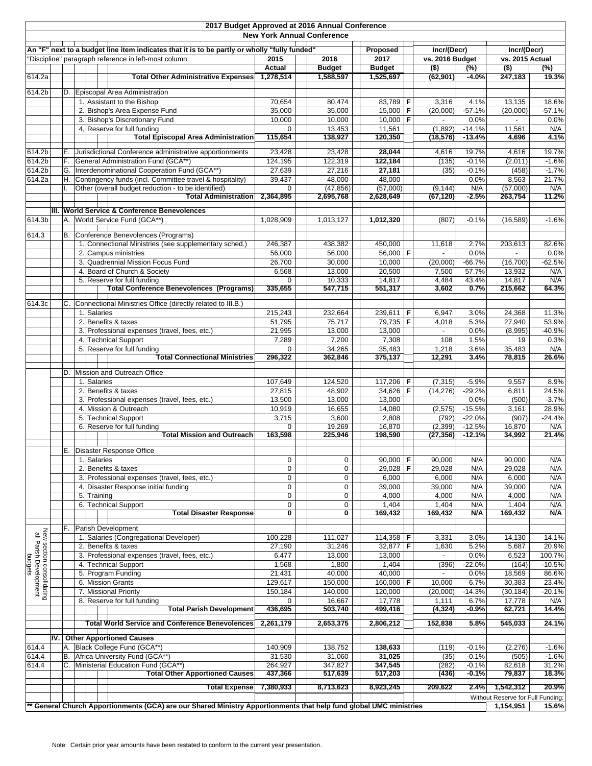# 2017 Budget Approved at 2016 Annual Conference

## New York Annual Conference

An "F" next to a budget line item indicates that it is to be partly or wholly "fully funded"

"Discipline" paragraph reference in left-most column

| Ref | | | Item | 2015 Actual | 2016 Budget | Proposed 2017 Budget | F | Incr/(Decr) vs. 2016 Budget ($) | (%) | Incr/(Decr) vs. 2015 Actual ($) | (%) |
|---|---|---|---|---|---|---|---|---|---|---|---|
| 614.2a | | | **Total Other Administrative Expenses** | **1,278,514** | **1,588,597** | **1,525,697** | | **(62,901)** | **-4.0%** | **247,183** | **19.3%** |
| 614.2b | | D. | Episcopal Area Administration | | | | | | | | |
| | | | 1. Assistant to the Bishop | 70,654 | 80,474 | 83,789 | F | 3,316 | 4.1% | 13,135 | 18.6% |
| | | | 2. Bishop's Area Expense Fund | 35,000 | 35,000 | 15,000 | F | (20,000) | -57.1% | (20,000) | -57.1% |
| | | | 3. Bishop's Discretionary Fund | 10,000 | 10,000 | 10,000 | F | - | 0.0% | - | 0.0% |
| | | | 4. Reserve for full funding | 0 | 13,453 | 11,561 | | (1,892) | -14.1% | 11,561 | N/A |
| | | | **Total Episcopal Area Administration** | **115,654** | **138,927** | **120,350** | | **(18,576)** | **-13.4%** | **4,696** | **4.1%** |
| 614.2b | | E. | Jurisdictional Conference administrative apportionments | 23,428 | 23,428 | **28,044** | | 4,616 | 19.7% | 4,616 | 19.7% |
| 614.2b | | F. | General Administration Fund (GCA**) | 124,195 | 122,319 | **122,184** | | (135) | -0.1% | (2,011) | -1.6% |
| 614.2b | | G. | Interdenominational Cooperation Fund (GCA**) | 27,639 | 27,216 | **27,181** | | (35) | -0.1% | (458) | -1.7% |
| 614.2a | | H. | Contingency funds (incl. Committee travel & hospitality) | 39,437 | 48,000 | 48,000 | | - | 0.0% | 8,563 | 21.7% |
| | | I. | Other (overall budget reduction - to be identified) | 0 | (47,856) | (57,000) | | (9,144) | N/A | (57,000) | N/A |
| | | | **Total Administration** | **2,364,895** | **2,695,768** | **2,628,649** | | **(67,120)** | **-2.5%** | **263,754** | **11.2%** |
| | III. | | **World Service & Conference Benevolences** | | | | | | | | |
| 614.3b | | A. | World Service Fund (GCA**) | 1,028,909 | 1,013,127 | **1,012,320** | | (807) | -0.1% | (16,589) | -1.6% |
| 614.3 | | B. | Conference Benevolences (Programs) | | | | | | | | |
| | | | 1. Connectional Ministries (see supplementary sched.) | 246,387 | 438,382 | 450,000 | | 11,618 | 2.7% | 203,613 | 82.6% |
| | | | 2. Campus ministries | 56,000 | 56,000 | 56,000 | F | - | 0.0% | - | 0.0% |
| | | | 3. Quadrennial Mission Focus Fund | 26,700 | 30,000 | 10,000 | | (20,000) | -66.7% | (16,700) | -62.5% |
| | | | 4. Board of Church & Society | 6,568 | 13,000 | 20,500 | | 7,500 | 57.7% | 13,932 | N/A |
| | | | 5. Reserve for full funding | 0 | 10,333 | 14,817 | | 4,484 | 43.4% | 14,817 | N/A |
| | | | **Total Conference Benevolences (Programs)** | **335,655** | **547,715** | **551,317** | | **3,602** | **0.7%** | **215,662** | **64.3%** |
| 614.3c | | C. | Connectional Ministries Office (directly related to III.B.) | | | | | | | | |
| | | | 1. Salaries | 215,243 | 232,664 | 239,611 | F | 6,947 | 3.0% | 24,368 | 11.3% |
| | | | 2. Benefits & taxes | 51,795 | 75,717 | 79,735 | F | 4,018 | 5.3% | 27,940 | 53.9% |
| | | | 3. Professional expenses (travel, fees, etc.) | 21,995 | 13,000 | 13,000 | | - | 0.0% | (8,995) | -40.9% |
| | | | 4. Technical Support | 7,289 | 7,200 | 7,308 | | 108 | 1.5% | 19 | 0.3% |
| | | | 5. Reserve for full funding | 0 | 34,265 | 35,483 | | 1,218 | 3.6% | 35,483 | N/A |
| | | | **Total Connectional Ministries** | **296,322** | **362,846** | **375,137** | | **12,291** | **3.4%** | **78,815** | **26.6%** |
| | | D. | Mission and Outreach Office | | | | | | | | |
| | | | 1. Salaries | 107,649 | 124,520 | 117,206 | F | (7,315) | -5.9% | 9,557 | 8.9% |
| | | | 2. Benefits & taxes | 27,815 | 48,902 | 34,626 | F | (14,276) | -29.2% | 6,811 | 24.5% |
| | | | 3. Professional expenses (travel, fees, etc.) | 13,500 | 13,000 | 13,000 | | - | 0.0% | (500) | -3.7% |
| | | | 4. Mission & Outreach | 10,919 | 16,655 | 14,080 | | (2,575) | -15.5% | 3,161 | 28.9% |
| | | | 5. Technical Support | 3,715 | 3,600 | 2,808 | | (792) | -22.0% | (907) | -24.4% |
| | | | 6. Reserve for full funding | 0 | 19,269 | 16,870 | | (2,399) | -12.5% | 16,870 | N/A |
| | | | **Total Mission and Outreach** | **163,598** | **225,946** | **198,590** | | **(27,356)** | **-12.1%** | **34,992** | **21.4%** |
| | | E. | Disaster Response Office | | | | | | | | |
| | | | 1. Salaries | 0 | 0 | 90,000 | F | 90,000 | N/A | 90,000 | N/A |
| | | | 2. Benefits & taxes | 0 | 0 | 29,028 | F | 29,028 | N/A | 29,028 | N/A |
| | | | 3. Professional expenses (travel, fees, etc.) | 0 | 0 | 6,000 | | 6,000 | N/A | 6,000 | N/A |
| | | | 4. Disaster Response initial funding | 0 | 0 | 39,000 | | 39,000 | N/A | 39,000 | N/A |
| | | | 5. Training | 0 | 0 | 4,000 | | 4,000 | N/A | 4,000 | N/A |
| | | | 6. Technical Support | 0 | 0 | 1,404 | | 1,404 | N/A | 1,404 | N/A |
| | | | **Total Disaster Response** | **0** | **0** | **169,432** | | **169,432** | **N/A** | **169,432** | **N/A** |
| New section consolidating all Parish Development budgets | | F. | Parish Development | | | | | | | | |
| | | | 1. Salaries (Congregational Developer) | 100,228 | 111,027 | 114,358 | F | 3,331 | 3.0% | 14,130 | 14.1% |
| | | | 2. Benefits & taxes | 27,190 | 31,246 | 32,877 | F | 1,630 | 5.2% | 5,687 | 20.9% |
| | | | 3. Professional expenses (travel, fees, etc.) | 6,477 | 13,000 | 13,000 | | - | 0.0% | 6,523 | 100.7% |
| | | | 4. Technical Support | 1,568 | 1,800 | 1,404 | | (396) | -22.0% | (164) | -10.5% |
| | | | 5. Program Funding | 21,431 | 40,000 | 40,000 | | - | 0.0% | 18,569 | 86.6% |
| | | | 6. Mission Grants | 129,617 | 150,000 | 160,000 | F | 10,000 | 6.7% | 30,383 | 23.4% |
| | | | 7. Missional Priority | 150,184 | 140,000 | 120,000 | | (20,000) | -14.3% | (30,184) | -20.1% |
| | | | 8. Reserve for full funding | 0 | 16,667 | 17,778 | | 1,111 | 6.7% | 17,778 | N/A |
| | | | **Total Parish Development** | **436,695** | **503,740** | **499,416** | | **(4,324)** | **-0.9%** | **62,721** | **14.4%** |
| | | | **Total World Service and Conference Benevolences** | **2,261,179** | **2,653,375** | **2,806,212** | | **152,838** | **5.8%** | **545,033** | **24.1%** |
| | IV. | | **Other Apportioned Causes** | | | | | | | | |
| 614.4 | | A. | Black College Fund (GCA**) | 140,909 | 138,752 | **138,633** | | (119) | -0.1% | (2,276) | -1.6% |
| 614.4 | | B. | Africa University Fund (GCA**) | 31,530 | 31,060 | **31,025** | | (35) | -0.1% | (505) | -1.6% |
| 614.4 | | C. | Ministerial Education Fund (GCA**) | 264,927 | 347,827 | **347,545** | | (282) | -0.1% | 82,618 | 31.2% |
| | | | **Total Other Apportioned Causes** | **437,366** | **517,639** | **517,203** | | **(436)** | **-0.1%** | **79,837** | **18.3%** |
| | | | **Total Expense** | **7,380,933** | **8,713,623** | **8,923,245** | | **209,622** | **2.4%** | **1,542,312** | **20.9%** |
| | | | | | | | | | Without Reserve for Full Funding: | **1,154,951** | **15.6%** |

**\*\* General Church Apportionments (GCA) are our Shared Ministry Apportionments that help fund global UMC ministries**

Note: Certain prior year amounts have been restated to conform to the current year presentation.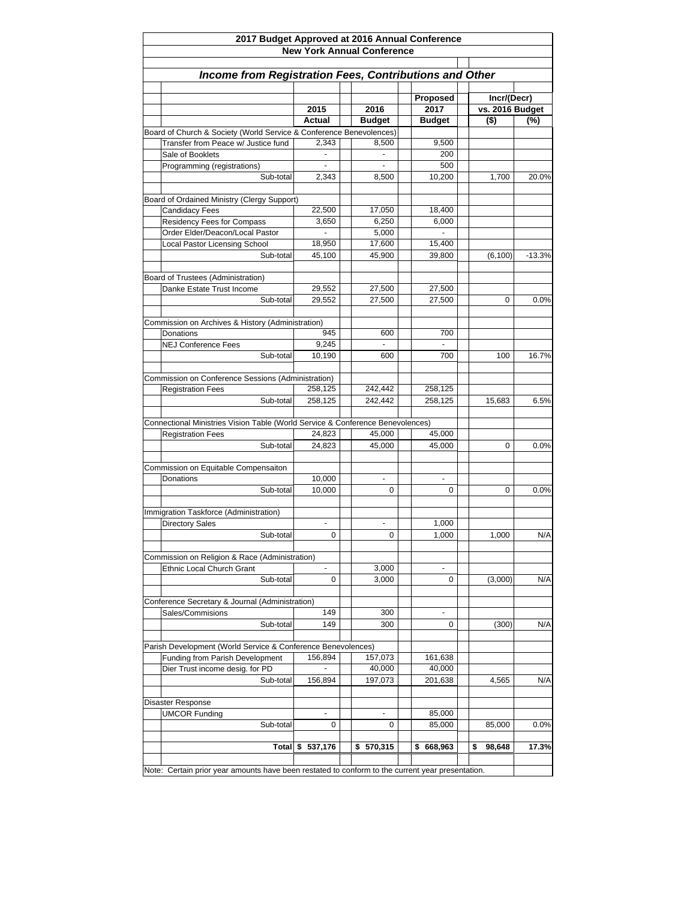# 2017 Budget Approved at 2016 Annual Conference

## New York Annual Conference

### *Income from Registration Fees, Contributions and Other*

| | 2015 Actual | 2016 Budget | Proposed 2017 Budget | Incr/(Decr) vs. 2016 Budget ($) | Incr/(Decr) vs. 2016 Budget (%) |
|---|---|---|---|---|---|
| **Board of Church & Society (World Service & Conference Benevolences)** | | | | | |
| Transfer from Peace w/ Justice fund | 2,343 | 8,500 | 9,500 | | |
| Sale of Booklets | - | - | 200 | | |
| Programming (registrations) | - | - | 500 | | |
| Sub-total | 2,343 | 8,500 | 10,200 | 1,700 | 20.0% |
| **Board of Ordained Ministry (Clergy Support)** | | | | | |
| Candidacy Fees | 22,500 | 17,050 | 18,400 | | |
| Residency Fees for Compass | 3,650 | 6,250 | 6,000 | | |
| Order Elder/Deacon/Local Pastor | - | 5,000 | - | | |
| Local Pastor Licensing School | 18,950 | 17,600 | 15,400 | | |
| Sub-total | 45,100 | 45,900 | 39,800 | (6,100) | -13.3% |
| **Board of Trustees (Administration)** | | | | | |
| Danke Estate Trust Income | 29,552 | 27,500 | 27,500 | | |
| Sub-total | 29,552 | 27,500 | 27,500 | 0 | 0.0% |
| **Commission on Archives & History (Administration)** | | | | | |
| Donations | 945 | 600 | 700 | | |
| NEJ Conference Fees | 9,245 | - | - | | |
| Sub-total | 10,190 | 600 | 700 | 100 | 16.7% |
| **Commission on Conference Sessions (Administration)** | | | | | |
| Registration Fees | 258,125 | 242,442 | 258,125 | | |
| Sub-total | 258,125 | 242,442 | 258,125 | 15,683 | 6.5% |
| **Connectional Ministries Vision Table (World Service & Conference Benevolences)** | | | | | |
| Registration Fees | 24,823 | 45,000 | 45,000 | | |
| Sub-total | 24,823 | 45,000 | 45,000 | 0 | 0.0% |
| **Commission on Equitable Compensaiton** | | | | | |
| Donations | 10,000 | - | - | | |
| Sub-total | 10,000 | 0 | 0 | 0 | 0.0% |
| **Immigration Taskforce (Administration)** | | | | | |
| Directory Sales | - | - | 1,000 | | |
| Sub-total | 0 | 0 | 1,000 | 1,000 | N/A |
| **Commission on Religion & Race (Administration)** | | | | | |
| Ethnic Local Church Grant | - | 3,000 | - | | |
| Sub-total | 0 | 3,000 | 0 | (3,000) | N/A |
| **Conference Secretary & Journal (Administration)** | | | | | |
| Sales/Commisions | 149 | 300 | - | | |
| Sub-total | 149 | 300 | 0 | (300) | N/A |
| **Parish Development (World Service & Conference Benevolences)** | | | | | |
| Funding from Parish Development | 156,894 | 157,073 | 161,638 | | |
| Dier Trust income desig. for PD | - | 40,000 | 40,000 | | |
| Sub-total | 156,894 | 197,073 | 201,638 | 4,565 | N/A |
| **Disaster Response** | | | | | |
| UMCOR Funding | - | - | 85,000 | | |
| Sub-total | 0 | 0 | 85,000 | 85,000 | 0.0% |
| **Total** | **$ 537,176** | **$ 570,315** | **$ 668,963** | **$ 98,648** | **17.3%** |

Note: Certain prior year amounts have been restated to conform to the current year presentation.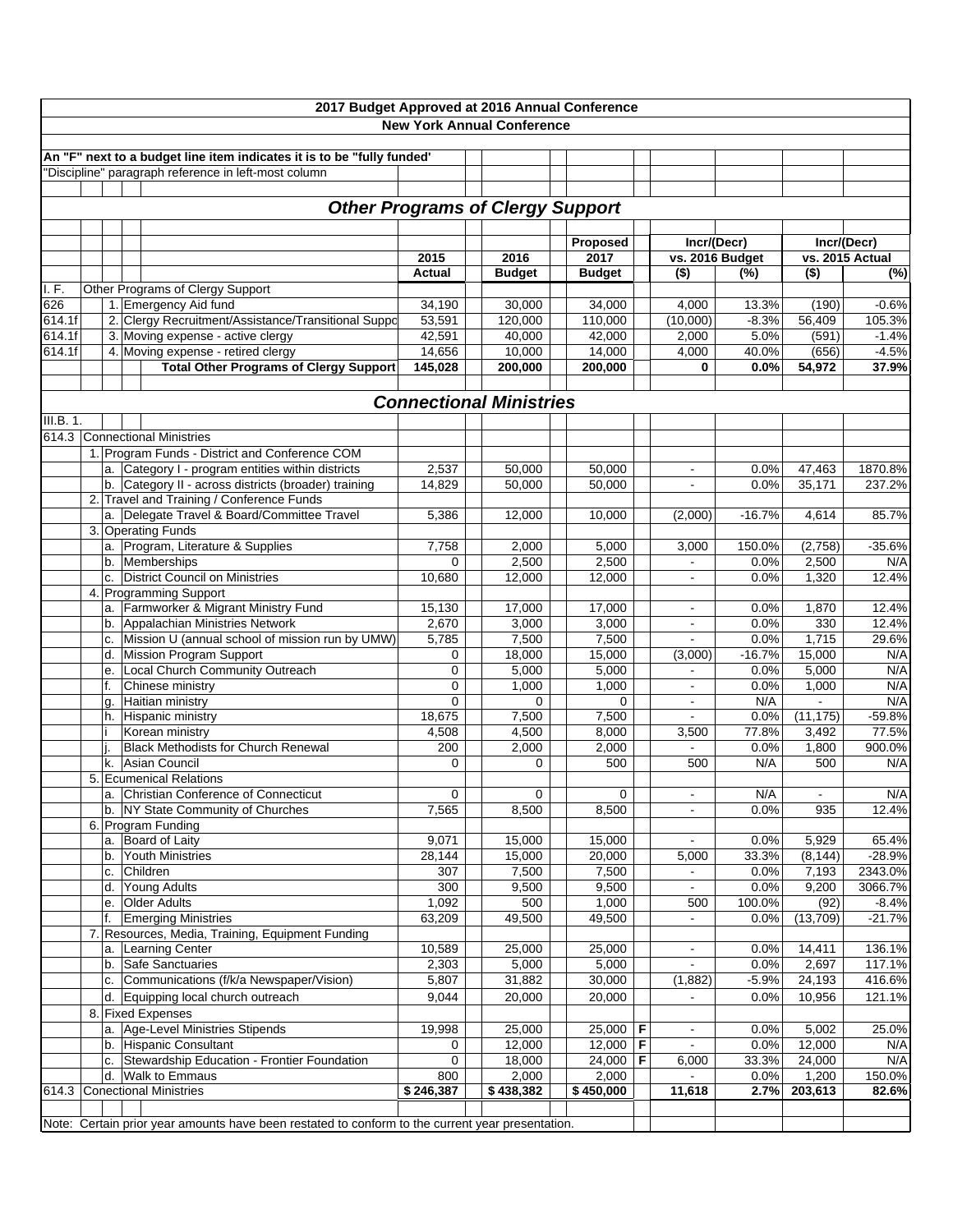# 2017 Budget Approved at 2016 Annual Conference

## New York Annual Conference

An "F" next to a budget line item indicates it is to be "fully funded'

"Discipline" paragraph reference in left-most column

## *Other Programs of Clergy Support*

| | | 2015 Actual | 2016 Budget | Proposed 2017 Budget | | Incr/(Decr) vs. 2016 Budget ($) | Incr/(Decr) vs. 2016 Budget (%) | Incr/(Decr) vs. 2015 Actual ($) | Incr/(Decr) vs. 2015 Actual (%) |
|---|---|---|---|---|---|---|---|---|---|
| I. F. | Other Programs of Clergy Support | | | | | | | | |
| 626 | 1. Emergency Aid fund | 34,190 | 30,000 | 34,000 | | 4,000 | 13.3% | (190) | -0.6% |
| 614.1f | 2. Clergy Recruitment/Assistance/Transitional Suppo | 53,591 | 120,000 | 110,000 | | (10,000) | -8.3% | 56,409 | 105.3% |
| 614.1f | 3. Moving expense - active clergy | 42,591 | 40,000 | 42,000 | | 2,000 | 5.0% | (591) | -1.4% |
| 614.1f | 4. Moving expense - retired clergy | 14,656 | 10,000 | 14,000 | | 4,000 | 40.0% | (656) | -4.5% |
| | **Total Other Programs of Clergy Support** | **145,028** | **200,000** | **200,000** | | **0** | **0.0%** | **54,972** | **37.9%** |

## *Connectional Ministries*

| | | 2015 Actual | 2016 Budget | Proposed 2017 Budget | | Incr/(Decr) vs. 2016 Budget ($) | Incr/(Decr) vs. 2016 Budget (%) | Incr/(Decr) vs. 2015 Actual ($) | Incr/(Decr) vs. 2015 Actual (%) |
|---|---|---|---|---|---|---|---|---|---|
| III.B. 1. | | | | | | | | | |
| 614.3 | Connectional Ministries | | | | | | | | |
| | 1. Program Funds - District and Conference COM | | | | | | | | |
| | a. Category I - program entities within districts | 2,537 | 50,000 | 50,000 | | - | 0.0% | 47,463 | 1870.8% |
| | b. Category II - across districts (broader) training | 14,829 | 50,000 | 50,000 | | - | 0.0% | 35,171 | 237.2% |
| | 2. Travel and Training / Conference Funds | | | | | | | | |
| | a. Delegate Travel & Board/Committee Travel | 5,386 | 12,000 | 10,000 | | (2,000) | -16.7% | 4,614 | 85.7% |
| | 3. Operating Funds | | | | | | | | |
| | a. Program, Literature & Supplies | 7,758 | 2,000 | 5,000 | | 3,000 | 150.0% | (2,758) | -35.6% |
| | b. Memberships | 0 | 2,500 | 2,500 | | - | 0.0% | 2,500 | N/A |
| | c. District Council on Ministries | 10,680 | 12,000 | 12,000 | | - | 0.0% | 1,320 | 12.4% |
| | 4. Programming Support | | | | | | | | |
| | a. Farmworker & Migrant Ministry Fund | 15,130 | 17,000 | 17,000 | | - | 0.0% | 1,870 | 12.4% |
| | b. Appalachian Ministries Network | 2,670 | 3,000 | 3,000 | | - | 0.0% | 330 | 12.4% |
| | c. Mission U (annual school of mission run by UMW) | 5,785 | 7,500 | 7,500 | | - | 0.0% | 1,715 | 29.6% |
| | d. Mission Program Support | 0 | 18,000 | 15,000 | | (3,000) | -16.7% | 15,000 | N/A |
| | e. Local Church Community Outreach | 0 | 5,000 | 5,000 | | - | 0.0% | 5,000 | N/A |
| | f. Chinese ministry | 0 | 1,000 | 1,000 | | - | 0.0% | 1,000 | N/A |
| | g. Haitian ministry | 0 | 0 | 0 | | - | N/A | - | N/A |
| | h. Hispanic ministry | 18,675 | 7,500 | 7,500 | | - | 0.0% | (11,175) | -59.8% |
| | i Korean ministry | 4,508 | 4,500 | 8,000 | | 3,500 | 77.8% | 3,492 | 77.5% |
| | j. Black Methodists for Church Renewal | 200 | 2,000 | 2,000 | | - | 0.0% | 1,800 | 900.0% |
| | k. Asian Council | 0 | 0 | 500 | | 500 | N/A | 500 | N/A |
| | 5. Ecumenical Relations | | | | | | | | |
| | a. Christian Conference of Connecticut | 0 | 0 | 0 | | - | N/A | - | N/A |
| | b. NY State Community of Churches | 7,565 | 8,500 | 8,500 | | - | 0.0% | 935 | 12.4% |
| | 6. Program Funding | | | | | | | | |
| | a. Board of Laity | 9,071 | 15,000 | 15,000 | | - | 0.0% | 5,929 | 65.4% |
| | b. Youth Ministries | 28,144 | 15,000 | 20,000 | | 5,000 | 33.3% | (8,144) | -28.9% |
| | c. Children | 307 | 7,500 | 7,500 | | - | 0.0% | 7,193 | 2343.0% |
| | d. Young Adults | 300 | 9,500 | 9,500 | | - | 0.0% | 9,200 | 3066.7% |
| | e. Older Adults | 1,092 | 500 | 1,000 | | 500 | 100.0% | (92) | -8.4% |
| | f. Emerging Ministries | 63,209 | 49,500 | 49,500 | | - | 0.0% | (13,709) | -21.7% |
| | 7. Resources, Media, Training, Equipment Funding | | | | | | | | |
| | a. Learning Center | 10,589 | 25,000 | 25,000 | | - | 0.0% | 14,411 | 136.1% |
| | b. Safe Sanctuaries | 2,303 | 5,000 | 5,000 | | - | 0.0% | 2,697 | 117.1% |
| | c. Communications (f/k/a Newspaper/Vision) | 5,807 | 31,882 | 30,000 | | (1,882) | -5.9% | 24,193 | 416.6% |
| | d. Equipping local church outreach | 9,044 | 20,000 | 20,000 | | - | 0.0% | 10,956 | 121.1% |
| | 8. Fixed Expenses | | | | | | | | |
| | a. Age-Level Ministries Stipends | 19,998 | 25,000 | 25,000 | F | - | 0.0% | 5,002 | 25.0% |
| | b. Hispanic Consultant | 0 | 12,000 | 12,000 | F | - | 0.0% | 12,000 | N/A |
| | c. Stewardship Education - Frontier Foundation | 0 | 18,000 | 24,000 | F | 6,000 | 33.3% | 24,000 | N/A |
| | d. Walk to Emmaus | 800 | 2,000 | 2,000 | | - | 0.0% | 1,200 | 150.0% |
| 614.3 | Conectional Ministries | **$ 246,387** | **$ 438,382** | **$ 450,000** | | **11,618** | **2.7%** | **203,613** | **82.6%** |

Note: Certain prior year amounts have been restated to conform to the current year presentation.